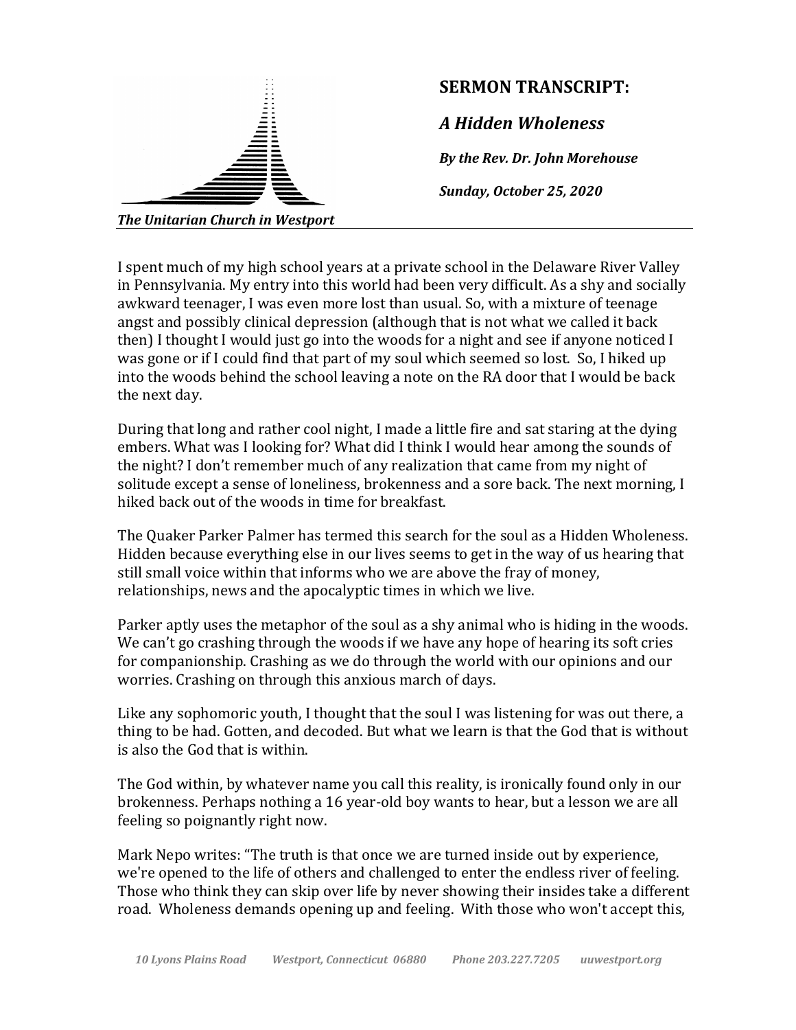**The Unitarian Church in Westport**

# SERMON TRANSCRIPT:

## *A Hidden Wholeness*

***By the Rev. Dr. John Morehouse***

***Sunday, October 25, 2020***

I spent much of my high school years at a private school in the Delaware River Valley in Pennsylvania. My entry into this world had been very difficult. As a shy and socially awkward teenager, I was even more lost than usual. So, with a mixture of teenage angst and possibly clinical depression (although that is not what we called it back then) I thought I would just go into the woods for a night and see if anyone noticed I was gone or if I could find that part of my soul which seemed so lost. So, I hiked up into the woods behind the school leaving a note on the RA door that I would be back the next day.

During that long and rather cool night, I made a little fire and sat staring at the dying embers. What was I looking for? What did I think I would hear among the sounds of the night? I don't remember much of any realization that came from my night of solitude except a sense of loneliness, brokenness and a sore back. The next morning, I hiked back out of the woods in time for breakfast.

The Quaker Parker Palmer has termed this search for the soul as a Hidden Wholeness. Hidden because everything else in our lives seems to get in the way of us hearing that still small voice within that informs who we are above the fray of money, relationships, news and the apocalyptic times in which we live.

Parker aptly uses the metaphor of the soul as a shy animal who is hiding in the woods. We can't go crashing through the woods if we have any hope of hearing its soft cries for companionship. Crashing as we do through the world with our opinions and our worries. Crashing on through this anxious march of days.

Like any sophomoric youth, I thought that the soul I was listening for was out there, a thing to be had. Gotten, and decoded. But what we learn is that the God that is without is also the God that is within.

The God within, by whatever name you call this reality, is ironically found only in our brokenness. Perhaps nothing a 16 year-old boy wants to hear, but a lesson we are all feeling so poignantly right now.

Mark Nepo writes: "The truth is that once we are turned inside out by experience, we're opened to the life of others and challenged to enter the endless river of feeling. Those who think they can skip over life by never showing their insides take a different road. Wholeness demands opening up and feeling. With those who won't accept this,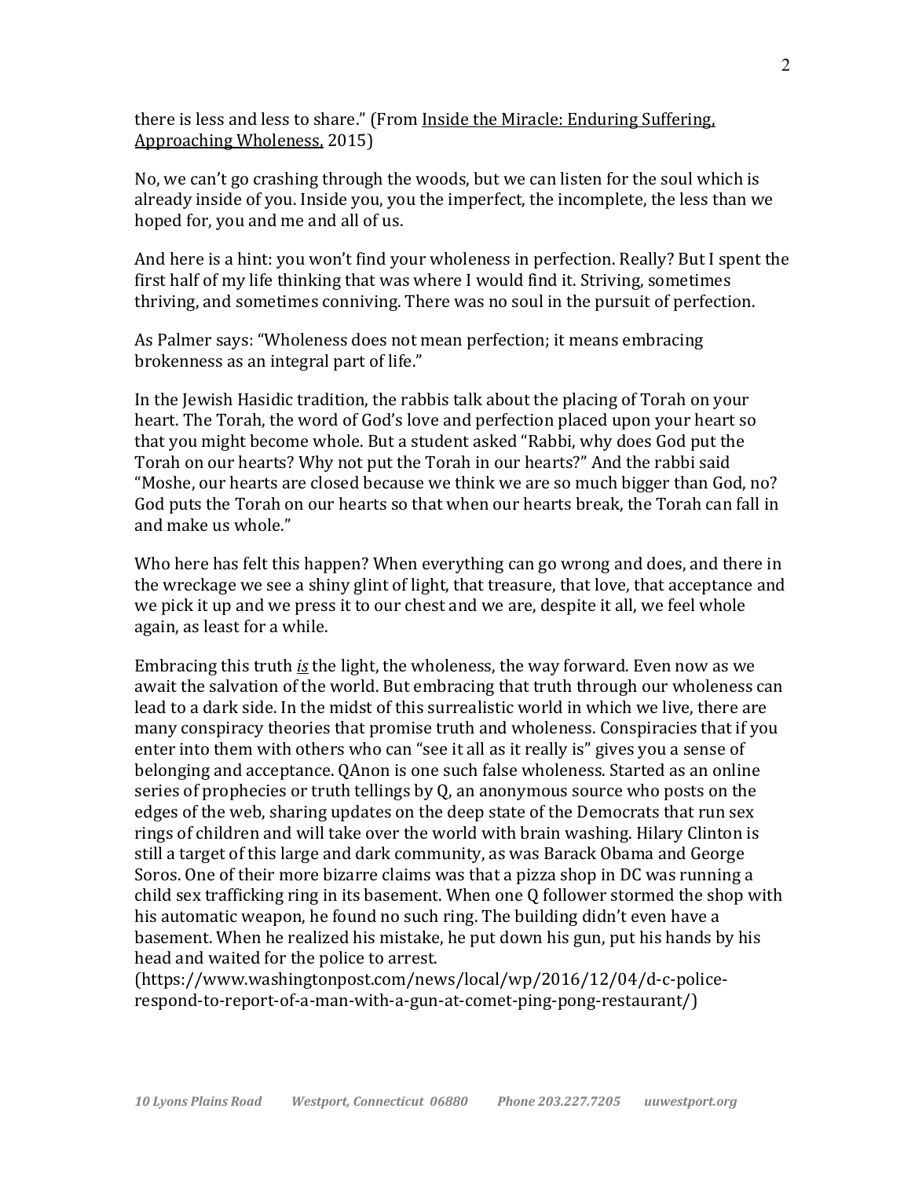there is less and less to share." (From Inside the Miracle: Enduring Suffering, Approaching Wholeness, 2015)

No, we can't go crashing through the woods, but we can listen for the soul which is already inside of you. Inside you, you the imperfect, the incomplete, the less than we hoped for, you and me and all of us.

And here is a hint: you won't find your wholeness in perfection. Really? But I spent the first half of my life thinking that was where I would find it. Striving, sometimes thriving, and sometimes conniving. There was no soul in the pursuit of perfection.

As Palmer says: "Wholeness does not mean perfection; it means embracing brokenness as an integral part of life."

In the Jewish Hasidic tradition, the rabbis talk about the placing of Torah on your heart. The Torah, the word of God's love and perfection placed upon your heart so that you might become whole. But a student asked "Rabbi, why does God put the Torah on our hearts? Why not put the Torah in our hearts?" And the rabbi said "Moshe, our hearts are closed because we think we are so much bigger than God, no? God puts the Torah on our hearts so that when our hearts break, the Torah can fall in and make us whole."

Who here has felt this happen? When everything can go wrong and does, and there in the wreckage we see a shiny glint of light, that treasure, that love, that acceptance and we pick it up and we press it to our chest and we are, despite it all, we feel whole again, as least for a while.

Embracing this truth ***is*** the light, the wholeness, the way forward. Even now as we await the salvation of the world. But embracing that truth through our wholeness can lead to a dark side. In the midst of this surrealistic world in which we live, there are many conspiracy theories that promise truth and wholeness. Conspiracies that if you enter into them with others who can "see it all as it really is" gives you a sense of belonging and acceptance. QAnon is one such false wholeness. Started as an online series of prophecies or truth tellings by Q, an anonymous source who posts on the edges of the web, sharing updates on the deep state of the Democrats that run sex rings of children and will take over the world with brain washing. Hilary Clinton is still a target of this large and dark community, as was Barack Obama and George Soros. One of their more bizarre claims was that a pizza shop in DC was running a child sex trafficking ring in its basement. When one Q follower stormed the shop with his automatic weapon, he found no such ring. The building didn't even have a basement. When he realized his mistake, he put down his gun, put his hands by his head and waited for the police to arrest.
(https://www.washingtonpost.com/news/local/wp/2016/12/04/d-c-police-respond-to-report-of-a-man-with-a-gun-at-comet-ping-pong-restaurant/)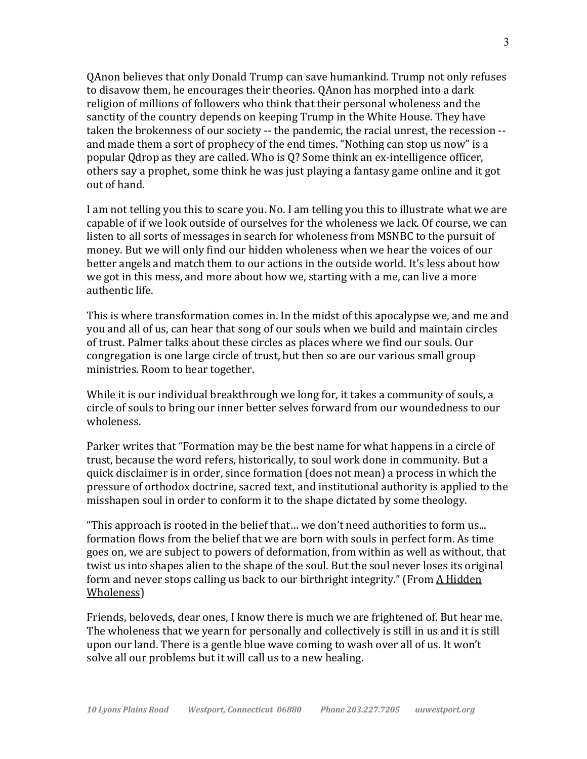QAnon believes that only Donald Trump can save humankind. Trump not only refuses to disavow them, he encourages their theories. QAnon has morphed into a dark religion of millions of followers who think that their personal wholeness and the sanctity of the country depends on keeping Trump in the White House. They have taken the brokenness of our society -- the pandemic, the racial unrest, the recession -- and made them a sort of prophecy of the end times. "Nothing can stop us now" is a popular Qdrop as they are called. Who is Q? Some think an ex-intelligence officer, others say a prophet, some think he was just playing a fantasy game online and it got out of hand.

I am not telling you this to scare you. No. I am telling you this to illustrate what we are capable of if we look outside of ourselves for the wholeness we lack. Of course, we can listen to all sorts of messages in search for wholeness from MSNBC to the pursuit of money. But we will only find our hidden wholeness when we hear the voices of our better angels and match them to our actions in the outside world. It's less about how we got in this mess, and more about how we, starting with a me, can live a more authentic life.

This is where transformation comes in. In the midst of this apocalypse we, and me and you and all of us, can hear that song of our souls when we build and maintain circles of trust. Palmer talks about these circles as places where we find our souls. Our congregation is one large circle of trust, but then so are our various small group ministries. Room to hear together.

While it is our individual breakthrough we long for, it takes a community of souls, a circle of souls to bring our inner better selves forward from our woundedness to our wholeness.

Parker writes that "Formation may be the best name for what happens in a circle of trust, because the word refers, historically, to soul work done in community. But a quick disclaimer is in order, since formation (does not mean) a process in which the pressure of orthodox doctrine, sacred text, and institutional authority is applied to the misshapen soul in order to conform it to the shape dictated by some theology.

"This approach is rooted in the belief that… we don't need authorities to form us... formation flows from the belief that we are born with souls in perfect form. As time goes on, we are subject to powers of deformation, from within as well as without, that twist us into shapes alien to the shape of the soul. But the soul never loses its original form and never stops calling us back to our birthright integrity." (From A Hidden Wholeness)

Friends, beloveds, dear ones, I know there is much we are frightened of. But hear me. The wholeness that we yearn for personally and collectively is still in us and it is still upon our land. There is a gentle blue wave coming to wash over all of us. It won't solve all our problems but it will call us to a new healing.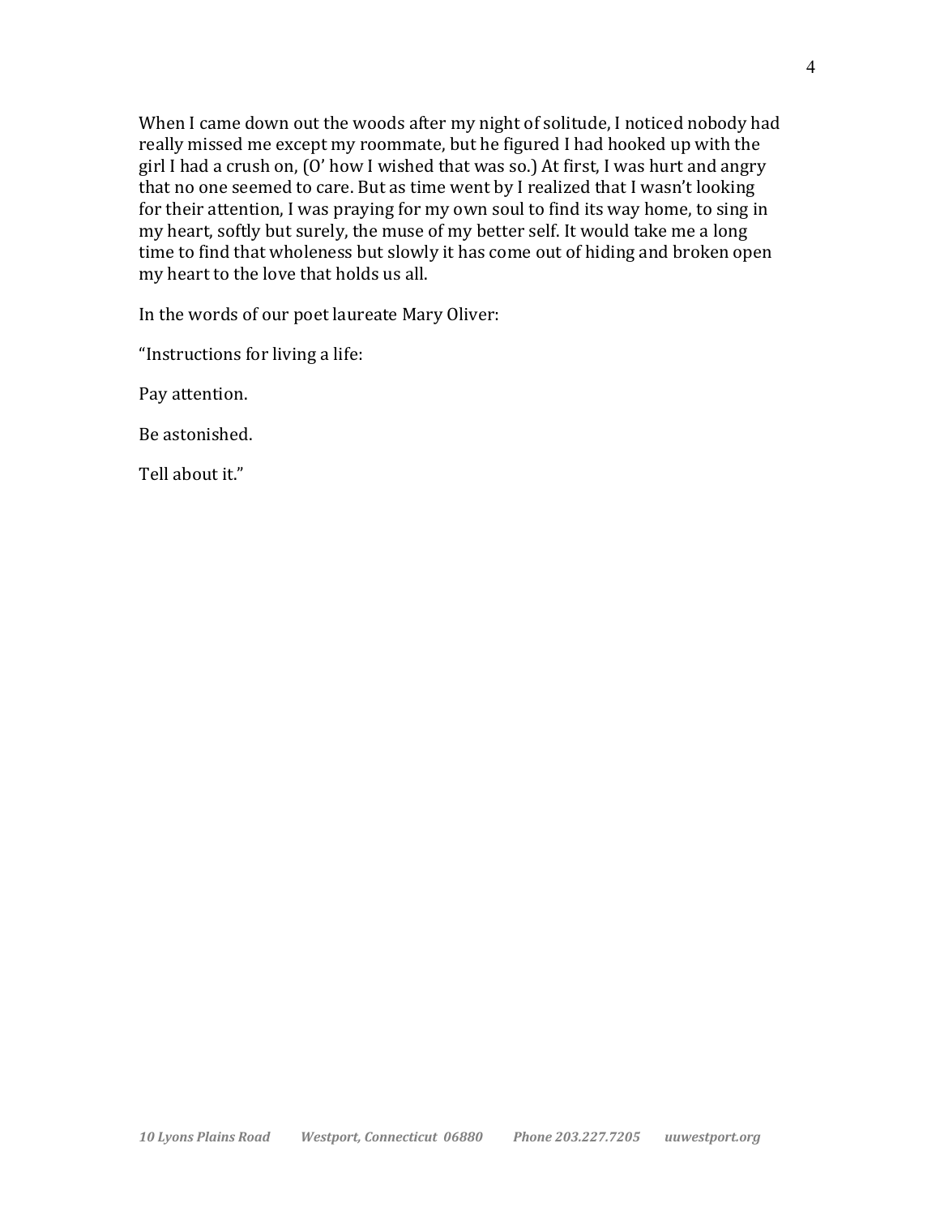When I came down out the woods after my night of solitude, I noticed nobody had really missed me except my roommate, but he figured I had hooked up with the girl I had a crush on, (O' how I wished that was so.) At first, I was hurt and angry that no one seemed to care. But as time went by I realized that I wasn't looking for their attention, I was praying for my own soul to find its way home, to sing in my heart, softly but surely, the muse of my better self. It would take me a long time to find that wholeness but slowly it has come out of hiding and broken open my heart to the love that holds us all.

In the words of our poet laureate Mary Oliver:

"Instructions for living a life:

Pay attention.

Be astonished.

Tell about it."